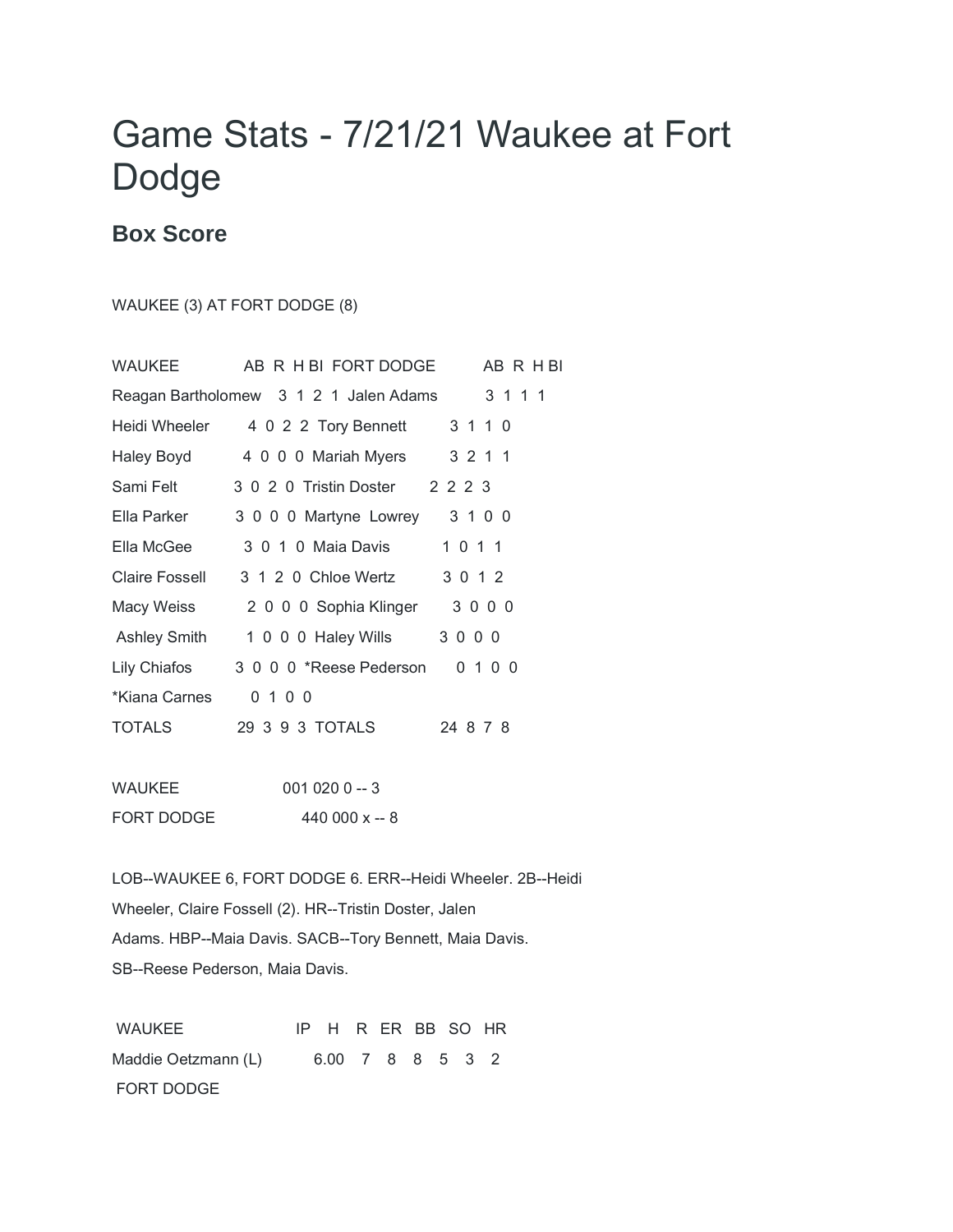# Game Stats - 7/21/21 Waukee at Fort Dodge

## Box Score

WAUKEE (3) AT FORT DODGE (8)

| WAUKEE | AB | R | H | BI | FORT DODGE | AB | R | H | BI |
|---|---|---|---|---|---|---|---|---|---|
| Reagan Bartholomew | 3 | 1 | 2 | 1 | Jalen Adams | 3 | 1 | 1 | 1 |
| Heidi Wheeler | 4 | 0 | 2 | 2 | Tory Bennett | 3 | 1 | 1 | 0 |
| Haley Boyd | 4 | 0 | 0 | 0 | Mariah Myers | 3 | 2 | 1 | 1 |
| Sami Felt | 3 | 0 | 2 | 0 | Tristin Doster | 2 | 2 | 2 | 3 |
| Ella Parker | 3 | 0 | 0 | 0 | Martyne Lowrey | 3 | 1 | 0 | 0 |
| Ella McGee | 3 | 0 | 1 | 0 | Maia Davis | 1 | 0 | 1 | 1 |
| Claire Fossell | 3 | 1 | 2 | 0 | Chloe Wertz | 3 | 0 | 1 | 2 |
| Macy Weiss | 2 | 0 | 0 | 0 | Sophia Klinger | 3 | 0 | 0 | 0 |
| Ashley Smith | 1 | 0 | 0 | 0 | Haley Wills | 3 | 0 | 0 | 0 |
| Lily Chiafos | 3 | 0 | 0 | 0 | *Reese Pederson | 0 | 1 | 0 | 0 |
| *Kiana Carnes | 0 | 1 | 0 | 0 | | | | | |
| TOTALS | 29 | 3 | 9 | 3 | TOTALS | 24 | 8 | 7 | 8 |

WAUKEE 001 020 0 -- 3

FORT DODGE 440 000 x -- 8

LOB--WAUKEE 6, FORT DODGE 6. ERR--Heidi Wheeler. 2B--Heidi Wheeler, Claire Fossell (2). HR--Tristin Doster, Jalen Adams. HBP--Maia Davis. SACB--Tory Bennett, Maia Davis. SB--Reese Pederson, Maia Davis.

| WAUKEE | IP | H | R | ER | BB | SO | HR |
|---|---|---|---|---|---|---|---|
| Maddie Oetzmann (L) | 6.00 | 7 | 8 | 8 | 5 | 3 | 2 |
| FORT DODGE | | | | | | | |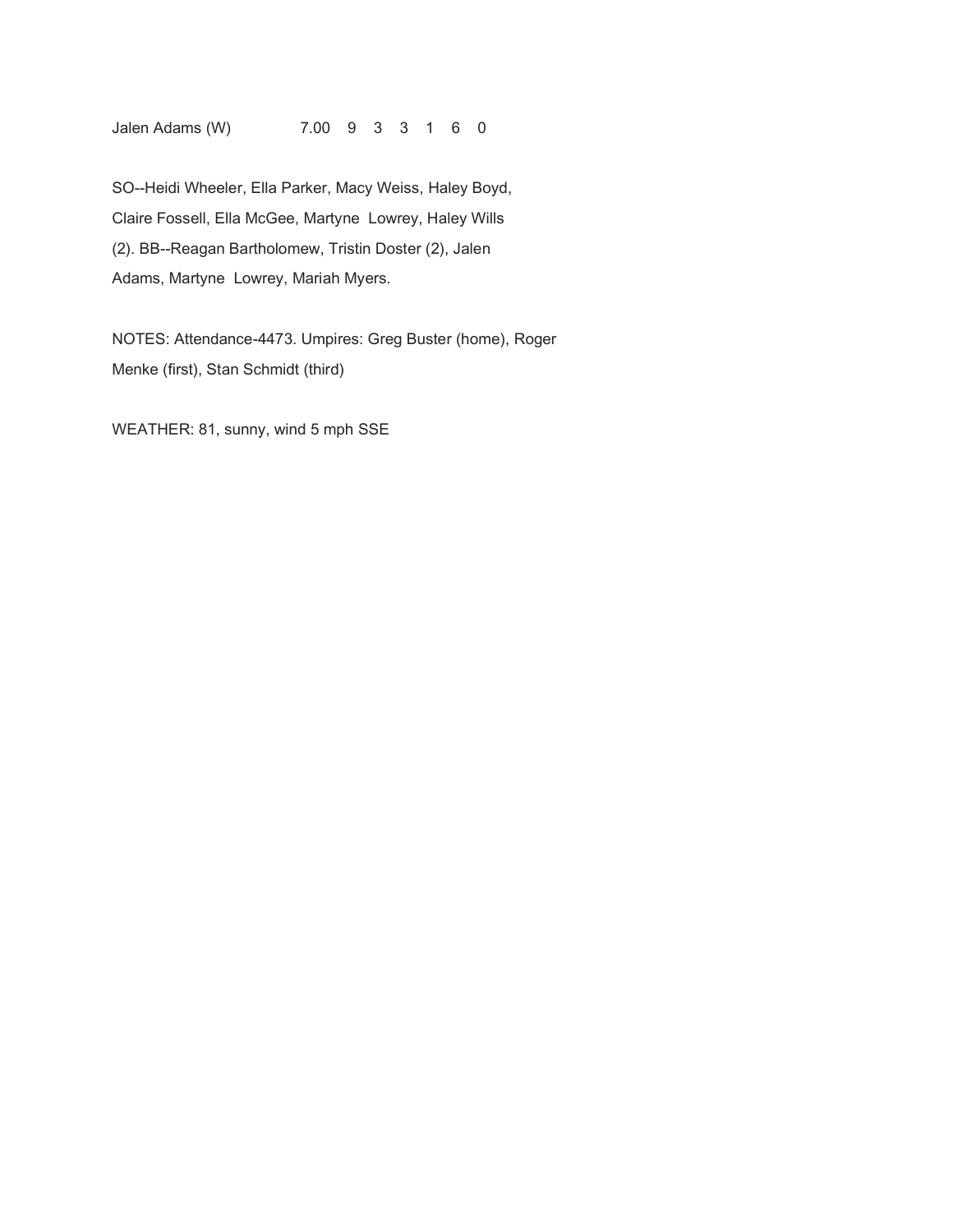| | | | | | | | |
|---|---|---|---|---|---|---|---|
| Jalen Adams (W) | 7.00 | 9 | 3 | 3 | 1 | 6 | 0 |

SO--Heidi Wheeler, Ella Parker, Macy Weiss, Haley Boyd, Claire Fossell, Ella McGee, Martyne  Lowrey, Haley Wills (2). BB--Reagan Bartholomew, Tristin Doster (2), Jalen Adams, Martyne  Lowrey, Mariah Myers.

NOTES: Attendance-4473. Umpires: Greg Buster (home), Roger Menke (first), Stan Schmidt (third)

WEATHER: 81, sunny, wind 5 mph SSE